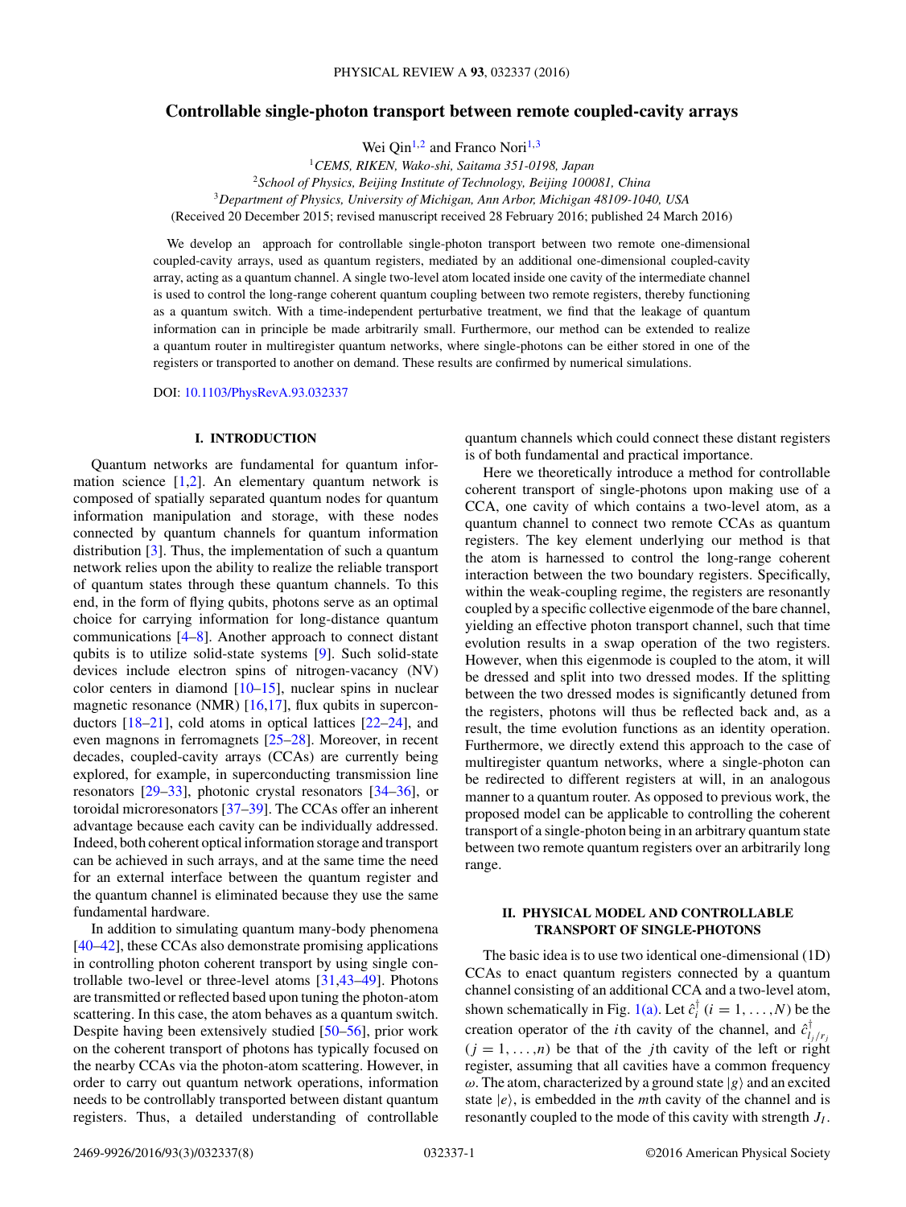# Controllable single-photon transport between remote coupled-cavity arrays

Wei Qin[1,2] and Franco Nori[1,3]

[1]*CEMS, RIKEN, Wako-shi, Saitama 351-0198, Japan*
[2]*School of Physics, Beijing Institute of Technology, Beijing 100081, China*
[3]*Department of Physics, University of Michigan, Ann Arbor, Michigan 48109-1040, USA*
(Received 20 December 2015; revised manuscript received 28 February 2016; published 24 March 2016)

We develop an approach for controllable single-photon transport between two remote one-dimensional coupled-cavity arrays, used as quantum registers, mediated by an additional one-dimensional coupled-cavity array, acting as a quantum channel. A single two-level atom located inside one cavity of the intermediate channel is used to control the long-range coherent quantum coupling between two remote registers, thereby functioning as a quantum switch. With a time-independent perturbative treatment, we find that the leakage of quantum information can in principle be made arbitrarily small. Furthermore, our method can be extended to realize a quantum router in multiregister quantum networks, where single-photons can be either stored in one of the registers or transported to another on demand. These results are confirmed by numerical simulations.

DOI: 10.1103/PhysRevA.93.032337

## I. INTRODUCTION

Quantum networks are fundamental for quantum information science [1,2]. An elementary quantum network is composed of spatially separated quantum nodes for quantum information manipulation and storage, with these nodes connected by quantum channels for quantum information distribution [3]. Thus, the implementation of such a quantum network relies upon the ability to realize the reliable transport of quantum states through these quantum channels. To this end, in the form of flying qubits, photons serve as an optimal choice for carrying information for long-distance quantum communications [4–8]. Another approach to connect distant qubits is to utilize solid-state systems [9]. Such solid-state devices include electron spins of nitrogen-vacancy (NV) color centers in diamond [10–15], nuclear spins in nuclear magnetic resonance (NMR) [16,17], flux qubits in superconductors [18–21], cold atoms in optical lattices [22–24], and even magnons in ferromagnets [25–28]. Moreover, in recent decades, coupled-cavity arrays (CCAs) are currently being explored, for example, in superconducting transmission line resonators [29–33], photonic crystal resonators [34–36], or toroidal microresonators [37–39]. The CCAs offer an inherent advantage because each cavity can be individually addressed. Indeed, both coherent optical information storage and transport can be achieved in such arrays, and at the same time the need for an external interface between the quantum register and the quantum channel is eliminated because they use the same fundamental hardware.

In addition to simulating quantum many-body phenomena [40–42], these CCAs also demonstrate promising applications in controlling photon coherent transport by using single controllable two-level or three-level atoms [31,43–49]. Photons are transmitted or reflected based upon tuning the photon-atom scattering. In this case, the atom behaves as a quantum switch. Despite having been extensively studied [50–56], prior work on the coherent transport of photons has typically focused on the nearby CCAs via the photon-atom scattering. However, in order to carry out quantum network operations, information needs to be controllably transported between distant quantum registers. Thus, a detailed understanding of controllable quantum channels which could connect these distant registers is of both fundamental and practical importance.

Here we theoretically introduce a method for controllable coherent transport of single-photons upon making use of a CCA, one cavity of which contains a two-level atom, as a quantum channel to connect two remote CCAs as quantum registers. The key element underlying our method is that the atom is harnessed to control the long-range coherent interaction between the two boundary registers. Specifically, within the weak-coupling regime, the registers are resonantly coupled by a specific collective eigenmode of the bare channel, yielding an effective photon transport channel, such that time evolution results in a swap operation of the two registers. However, when this eigenmode is coupled to the atom, it will be dressed and split into two dressed modes. If the splitting between the two dressed modes is significantly detuned from the registers, photons will thus be reflected back and, as a result, the time evolution functions as an identity operation. Furthermore, we directly extend this approach to the case of multiregister quantum networks, where a single-photon can be redirected to different registers at will, in an analogous manner to a quantum router. As opposed to previous work, the proposed model can be applicable to controlling the coherent transport of a single-photon being in an arbitrary quantum state between two remote quantum registers over an arbitrarily long range.

## II. PHYSICAL MODEL AND CONTROLLABLE TRANSPORT OF SINGLE-PHOTONS

The basic idea is to use two identical one-dimensional (1D) CCAs to enact quantum registers connected by a quantum channel consisting of an additional CCA and a two-level atom, shown schematically in Fig. 1(a). Let $\hat{c}_i^\dagger$ ($i = 1, \ldots, N$) be the creation operator of the $i$th cavity of the channel, and $\hat{c}_{l_j/r_j}^\dagger$ ($j = 1, \ldots, n$) be that of the $j$th cavity of the left or right register, assuming that all cavities have a common frequency $\omega$. The atom, characterized by a ground state $|g\rangle$ and an excited state $|e\rangle$, is embedded in the $m$th cavity of the channel and is resonantly coupled to the mode of this cavity with strength $J_I$.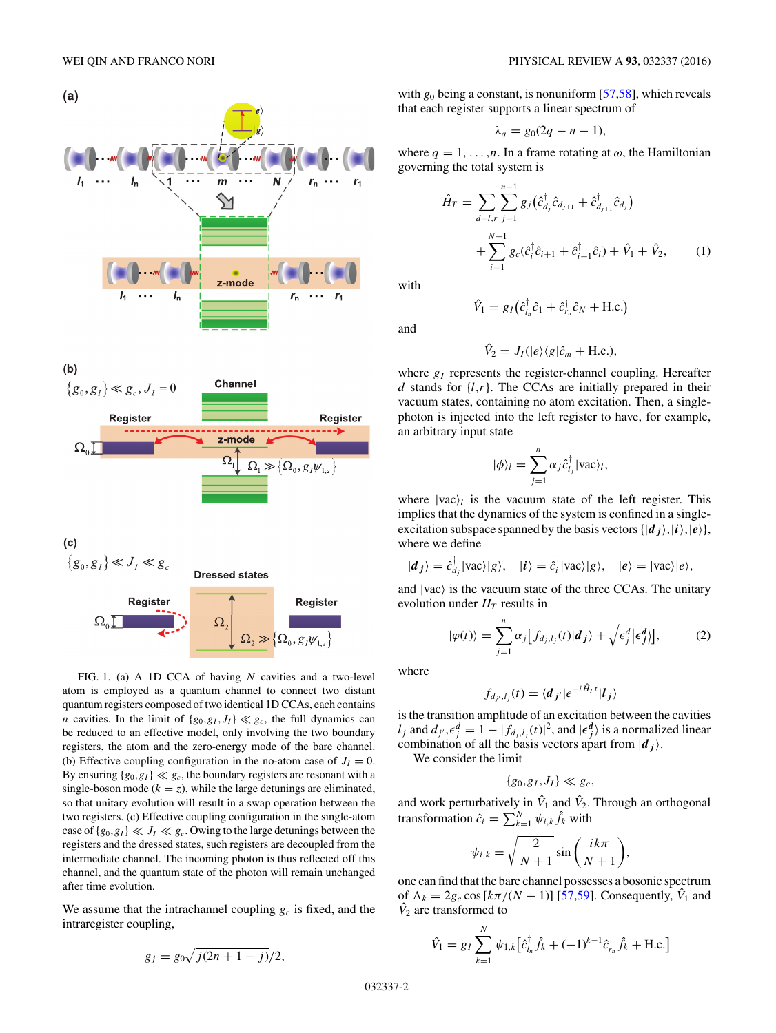FIG. 1. (a) A 1D CCA of having $N$ cavities and a two-level atom is employed as a quantum channel to connect two distant quantum registers composed of two identical 1D CCAs, each contains $n$ cavities. In the limit of $\{g_0, g_I, J_I\} \ll g_c$, the full dynamics can be reduced to an effective model, only involving the two boundary registers, the atom and the zero-energy mode of the bare channel. (b) Effective coupling configuration in the no-atom case of $J_I = 0$. By ensuring $\{g_0, g_I\} \ll g_c$, the boundary registers are resonant with a single-boson mode ($k = z$), while the large detunings are eliminated, so that unitary evolution will result in a swap operation between the two registers. (c) Effective coupling configuration in the single-atom case of $\{g_0, g_I\} \ll J_I \ll g_c$. Owing to the large detunings between the registers and the dressed states, such registers are decoupled from the intermediate channel. The incoming photon is thus reflected off this channel, and the quantum state of the photon will remain unchanged after time evolution.

We assume that the intrachannel coupling $g_c$ is fixed, and the intraregister coupling,

$$g_j = g_0\sqrt{j(2n+1-j)}/2,$$

with $g_0$ being a constant, is nonuniform [57,58], which reveals that each register supports a linear spectrum of

$$\lambda_q = g_0(2q - n - 1),$$

where $q = 1, \ldots, n$. In a frame rotating at $\omega$, the Hamiltonian governing the total system is

$$\hat{H}_T = \sum_{d=l,r}\sum_{j=1}^{n-1} g_j\left(\hat{c}^\dagger_{d_j}\hat{c}_{d_{j+1}} + \hat{c}^\dagger_{d_{j+1}}\hat{c}_{d_j}\right) + \sum_{i=1}^{N-1} g_c(\hat{c}^\dagger_i\hat{c}_{i+1} + \hat{c}^\dagger_{i+1}\hat{c}_i) + \hat{V}_1 + \hat{V}_2, \tag{1}$$

with

$$\hat{V}_1 = g_I\left(\hat{c}^\dagger_{l_n}\hat{c}_1 + \hat{c}^\dagger_{r_n}\hat{c}_N + \text{H.c.}\right)$$

and

$$\hat{V}_2 = J_I(|e\rangle\langle g|\hat{c}_m + \text{H.c.}),$$

where $g_I$ represents the register-channel coupling. Hereafter $d$ stands for $\{l, r\}$. The CCAs are initially prepared in their vacuum states, containing no atom excitation. Then, a single-photon is injected into the left register to have, for example, an arbitrary input state

$$|\phi\rangle_l = \sum_{j=1}^{n} \alpha_j \hat{c}^\dagger_{l_j}|\text{vac}\rangle_l,$$

where $|\text{vac}\rangle_l$ is the vacuum state of the left register. This implies that the dynamics of the system is confined in a single-excitation subspace spanned by the basis vectors $\{|\boldsymbol{d}_j\rangle, |\boldsymbol{i}\rangle, |\boldsymbol{e}\rangle\}$, where we define

$$|\boldsymbol{d}_j\rangle = \hat{c}^\dagger_{d_j}|\text{vac}\rangle|g\rangle, \quad |\boldsymbol{i}\rangle = \hat{c}^\dagger_i|\text{vac}\rangle|g\rangle, \quad |\boldsymbol{e}\rangle = |\text{vac}\rangle|e\rangle,$$

and $|\text{vac}\rangle$ is the vacuum state of the three CCAs. The unitary evolution under $H_T$ results in

$$|\varphi(t)\rangle = \sum_{j=1}^{n}\alpha_j\left[f_{d_j,l_j}(t)|\boldsymbol{d}_j\rangle + \sqrt{\epsilon^d_j}|\boldsymbol{\epsilon}^d_j\rangle\right], \tag{2}$$

where

$$f_{d_{j'},l_j}(t) = \langle \boldsymbol{d}_{j'}|e^{-i\hat{H}_T t}|\boldsymbol{l}_j\rangle$$

is the transition amplitude of an excitation between the cavities $l_j$ and $d_{j'}$, $\epsilon^d_j = 1 - |f_{d_j,l_j}(t)|^2$, and $|\boldsymbol{\epsilon}^d_j\rangle$ is a normalized linear combination of all the basis vectors apart from $|\boldsymbol{d}_j\rangle$.

We consider the limit

$$\{g_0, g_I, J_I\} \ll g_c,$$

and work perturbatively in $\hat{V}_1$ and $\hat{V}_2$. Through an orthogonal transformation $\hat{c}_i = \sum_{k=1}^{N}\psi_{i,k}\hat{f}_k$ with

$$\psi_{i,k} = \sqrt{\frac{2}{N+1}}\sin\left(\frac{ik\pi}{N+1}\right),$$

one can find that the bare channel possesses a bosonic spectrum of $\Lambda_k = 2g_c\cos[k\pi/(N+1)]$ [57,59]. Consequently, $\hat{V}_1$ and $\hat{V}_2$ are transformed to

$$\hat{V}_1 = g_I\sum_{k=1}^{N}\psi_{1,k}\left[\hat{c}^\dagger_{l_n}\hat{f}_k + (-1)^{k-1}\hat{c}^\dagger_{r_n}\hat{f}_k + \text{H.c.}\right]$$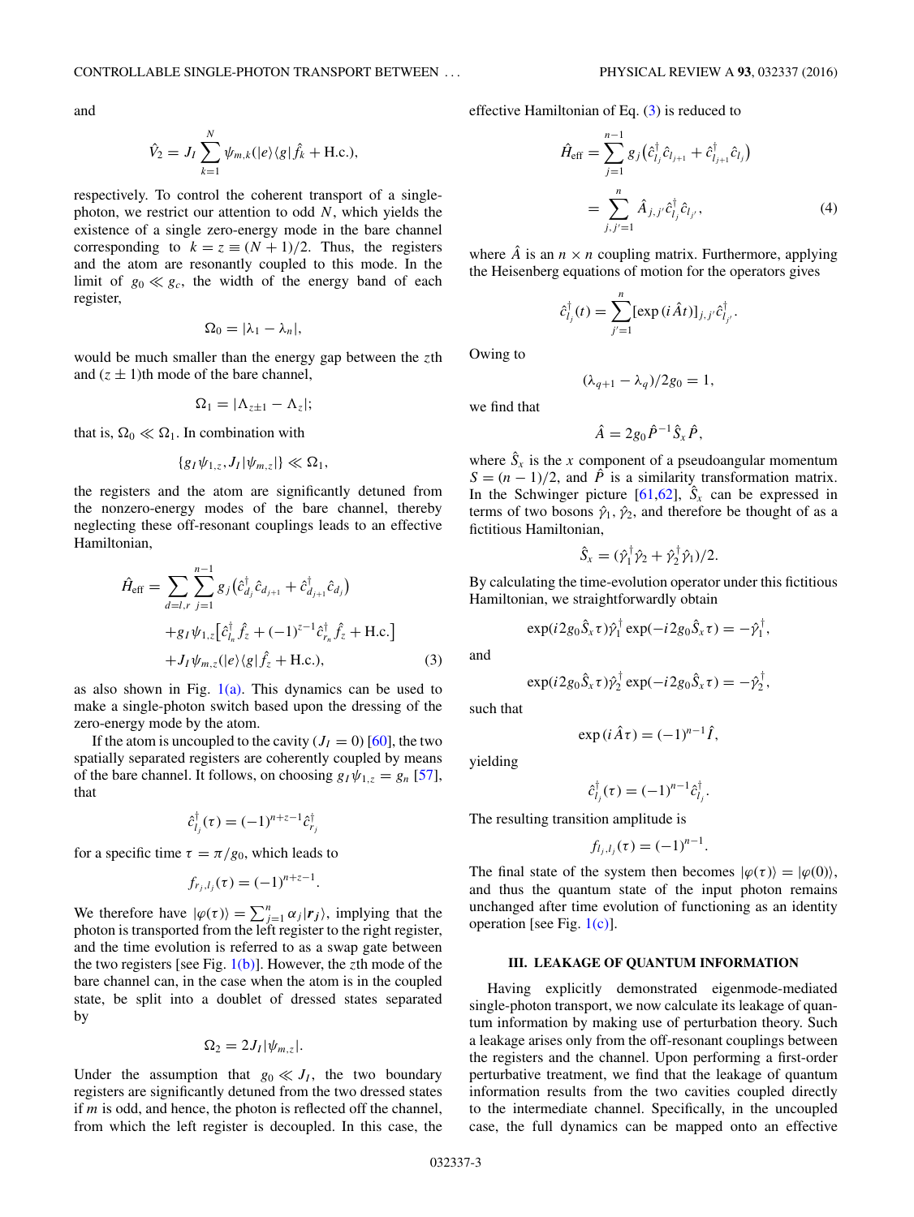and

$$\hat{V}_2 = J_I \sum_{k=1}^{N} \psi_{m,k}(|e\rangle\langle g|\hat{f}_k + \text{H.c.}),$$

respectively. To control the coherent transport of a single-photon, we restrict our attention to odd $N$, which yields the existence of a single zero-energy mode in the bare channel corresponding to $k = z \equiv (N+1)/2$. Thus, the registers and the atom are resonantly coupled to this mode. In the limit of $g_0 \ll g_c$, the width of the energy band of each register,

$$\Omega_0 = |\lambda_1 - \lambda_n|,$$

would be much smaller than the energy gap between the $z$th and $(z \pm 1)$th mode of the bare channel,

$$\Omega_1 = |\Lambda_{z\pm 1} - \Lambda_z|;$$

that is, $\Omega_0 \ll \Omega_1$. In combination with

$$\{g_I \psi_{1,z}, J_I|\psi_{m,z}|\} \ll \Omega_1,$$

the registers and the atom are significantly detuned from the nonzero-energy modes of the bare channel, thereby neglecting these off-resonant couplings leads to an effective Hamiltonian,

$$\begin{aligned}
\hat{H}_{\text{eff}} = &\sum_{d=l,r} \sum_{j=1}^{n-1} g_j \left(\hat{c}_{d_j}^{\dagger}\hat{c}_{d_{j+1}} + \hat{c}_{d_{j+1}}^{\dagger}\hat{c}_{d_j}\right) \\
&+ g_I \psi_{1,z}\left[\hat{c}_{l_n}^{\dagger}\hat{f}_z + (-1)^{z-1}\hat{c}_{r_n}^{\dagger}\hat{f}_z + \text{H.c.}\right] \\
&+ J_I \psi_{m,z}(|e\rangle\langle g|\hat{f}_z + \text{H.c.}),
\end{aligned} \tag{3}$$

as also shown in Fig. 1(a). This dynamics can be used to make a single-photon switch based upon the dressing of the zero-energy mode by the atom.

If the atom is uncoupled to the cavity ($J_I = 0$) [60], the two spatially separated registers are coherently coupled by means of the bare channel. It follows, on choosing $g_I \psi_{1,z} = g_n$ [57], that

$$\hat{c}_{l_j}^{\dagger}(\tau) = (-1)^{n+z-1}\hat{c}_{r_j}^{\dagger}$$

for a specific time $\tau = \pi/g_0$, which leads to

$$f_{r_j,l_j}(\tau) = (-1)^{n+z-1}.$$

We therefore have $|\varphi(\tau)\rangle = \sum_{j=1}^{n} \alpha_j |\boldsymbol{r}_j\rangle$, implying that the photon is transported from the left register to the right register, and the time evolution is referred to as a swap gate between the two registers [see Fig. 1(b)]. However, the $z$th mode of the bare channel can, in the case when the atom is in the coupled state, be split into a doublet of dressed states separated by

$$\Omega_2 = 2J_I|\psi_{m,z}|.$$

Under the assumption that $g_0 \ll J_I$, the two boundary registers are significantly detuned from the two dressed states if $m$ is odd, and hence, the photon is reflected off the channel, from which the left register is decoupled. In this case, the effective Hamiltonian of Eq. (3) is reduced to

$$\begin{aligned}
\hat{H}_{\text{eff}} &= \sum_{j=1}^{n-1} g_j \left(\hat{c}_{l_j}^{\dagger}\hat{c}_{l_{j+1}} + \hat{c}_{l_{j+1}}^{\dagger}\hat{c}_{l_j}\right) \\
&= \sum_{j,j'=1}^{n} \hat{A}_{j,j'}\hat{c}_{l_j}^{\dagger}\hat{c}_{l_{j'}},
\end{aligned} \tag{4}$$

where $\hat{A}$ is an $n \times n$ coupling matrix. Furthermore, applying the Heisenberg equations of motion for the operators gives

$$\hat{c}_{l_j}^{\dagger}(t) = \sum_{j'=1}^{n} [\exp(i\hat{A}t)]_{j,j'}\hat{c}_{l_{j'}}^{\dagger}.$$

Owing to

$$(\lambda_{q+1} - \lambda_q)/2g_0 = 1,$$

we find that

$$\hat{A} = 2g_0 \hat{P}^{-1}\hat{S}_x \hat{P},$$

where $\hat{S}_x$ is the $x$ component of a pseudoangular momentum $S = (n-1)/2$, and $\hat{P}$ is a similarity transformation matrix. In the Schwinger picture [61,62], $\hat{S}_x$ can be expressed in terms of two bosons $\hat{\gamma}_1, \hat{\gamma}_2$, and therefore be thought of as a fictitious Hamiltonian,

$$\hat{S}_x = (\hat{\gamma}_1^{\dagger}\hat{\gamma}_2 + \hat{\gamma}_2^{\dagger}\hat{\gamma}_1)/2.$$

By calculating the time-evolution operator under this fictitious Hamiltonian, we straightforwardly obtain

$$\exp(i2g_0\hat{S}_x\tau)\hat{\gamma}_1^{\dagger}\exp(-i2g_0\hat{S}_x\tau) = -\hat{\gamma}_1^{\dagger},$$

and

$$\exp(i2g_0\hat{S}_x\tau)\hat{\gamma}_2^{\dagger}\exp(-i2g_0\hat{S}_x\tau) = -\hat{\gamma}_2^{\dagger},$$

such that

$$\exp(i\hat{A}\tau) = (-1)^{n-1}\hat{I},$$

yielding

$$\hat{c}_{l_j}^{\dagger}(\tau) = (-1)^{n-1}\hat{c}_{l_j}^{\dagger}.$$

The resulting transition amplitude is

$$f_{l_j,l_j}(\tau) = (-1)^{n-1}.$$

The final state of the system then becomes $|\varphi(\tau)\rangle = |\varphi(0)\rangle$, and thus the quantum state of the input photon remains unchanged after time evolution of functioning as an identity operation [see Fig. 1(c)].

## III. LEAKAGE OF QUANTUM INFORMATION

Having explicitly demonstrated eigenmode-mediated single-photon transport, we now calculate its leakage of quantum information by making use of perturbation theory. Such a leakage arises only from the off-resonant couplings between the registers and the channel. Upon performing a first-order perturbative treatment, we find that the leakage of quantum information results from the two cavities coupled directly to the intermediate channel. Specifically, in the uncoupled case, the full dynamics can be mapped onto an effective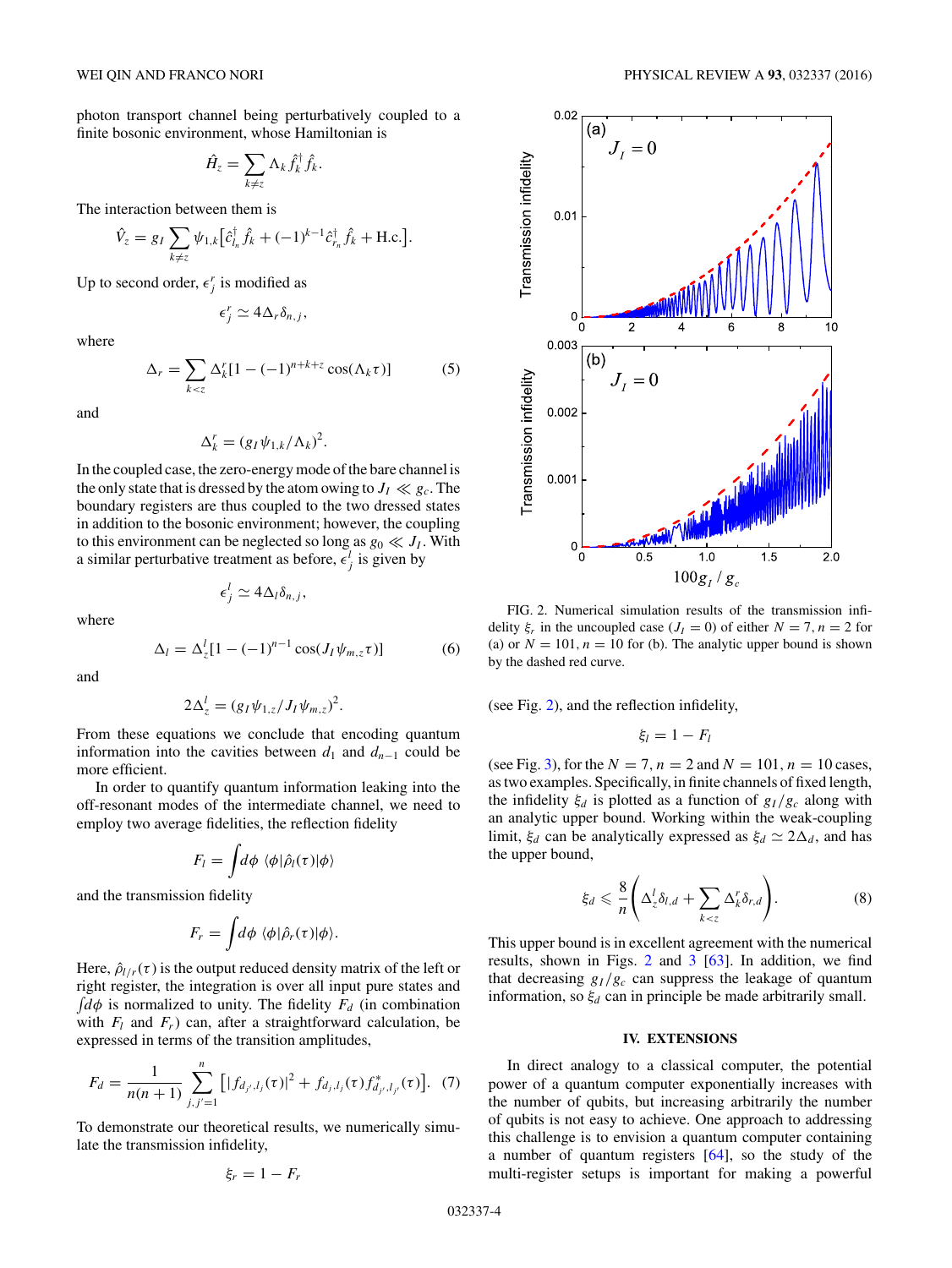photon transport channel being perturbatively coupled to a finite bosonic environment, whose Hamiltonian is

$$\hat{H}_z = \sum_{k \neq z} \Lambda_k \hat{f}_k^\dagger \hat{f}_k.$$

The interaction between them is

$$\hat{V}_z = g_I \sum_{k \neq z} \psi_{1,k} \left[ \hat{c}_{l_n}^\dagger \hat{f}_k + (-1)^{k-1} \hat{c}_{r_n}^\dagger \hat{f}_k + \text{H.c.} \right].$$

Up to second order, $\epsilon_j^r$ is modified as

$$\epsilon_j^r \simeq 4\Delta_r \delta_{n,j},$$

where

$$\Delta_r = \sum_{k<z} \Delta_k^r [1 - (-1)^{n+k+z} \cos(\Lambda_k \tau)] \tag{5}$$

and

$$\Delta_k^r = (g_I \psi_{1,k}/\Lambda_k)^2.$$

In the coupled case, the zero-energy mode of the bare channel is the only state that is dressed by the atom owing to $J_I \ll g_c$. The boundary registers are thus coupled to the two dressed states in addition to the bosonic environment; however, the coupling to this environment can be neglected so long as $g_0 \ll J_I$. With a similar perturbative treatment as before, $\epsilon_j^l$ is given by

$$\epsilon_j^l \simeq 4\Delta_l \delta_{n,j},$$

where

$$\Delta_l = \Delta_z^l [1 - (-1)^{n-1} \cos(J_I \psi_{m,z} \tau)] \tag{6}$$

and

$$2\Delta_z^l = (g_I \psi_{1,z}/J_I \psi_{m,z})^2.$$

From these equations we conclude that encoding quantum information into the cavities between $d_1$ and $d_{n-1}$ could be more efficient.

In order to quantify quantum information leaking into the off-resonant modes of the intermediate channel, we need to employ two average fidelities, the reflection fidelity

$$F_l = \int d\phi \, \langle \phi | \hat{\rho}_l(\tau) | \phi \rangle$$

and the transmission fidelity

$$F_r = \int d\phi \, \langle \phi | \hat{\rho}_r(\tau) | \phi \rangle.$$

Here, $\hat{\rho}_{l/r}(\tau)$ is the output reduced density matrix of the left or right register, the integration is over all input pure states and $\int d\phi$ is normalized to unity. The fidelity $F_d$ (in combination with $F_l$ and $F_r$) can, after a straightforward calculation, be expressed in terms of the transition amplitudes,

$$F_d = \frac{1}{n(n+1)} \sum_{j,j'=1}^{n} \left[ |f_{d_{j'},l_j}(\tau)|^2 + f_{d_j,l_j}(\tau) f^*_{d_{j'},l_{j'}}(\tau) \right]. \tag{7}$$

To demonstrate our theoretical results, we numerically simulate the transmission infidelity,

$$\xi_r = 1 - F_r$$

(see Fig. 2), and the reflection infidelity,

$$\xi_l = 1 - F_l$$

(see Fig. 3), for the $N = 7, n = 2$ and $N = 101, n = 10$ cases, as two examples. Specifically, in finite channels of fixed length, the infidelity $\xi_d$ is plotted as a function of $g_I/g_c$ along with an analytic upper bound. Working within the weak-coupling limit, $\xi_d$ can be analytically expressed as $\xi_d \simeq 2\Delta_d$, and has the upper bound,

$$\xi_d \leqslant \frac{8}{n} \left( \Delta_z^l \delta_{l,d} + \sum_{k<z} \Delta_k^r \delta_{r,d} \right). \tag{8}$$

This upper bound is in excellent agreement with the numerical results, shown in Figs. 2 and 3 [63]. In addition, we find that decreasing $g_I/g_c$ can suppress the leakage of quantum information, so $\xi_d$ can in principle be made arbitrarily small.

FIG. 2. Numerical simulation results of the transmission infidelity $\xi_r$ in the uncoupled case ($J_I = 0$) of either $N = 7, n = 2$ for (a) or $N = 101, n = 10$ for (b). The analytic upper bound is shown by the dashed red curve.

## IV. EXTENSIONS

In direct analogy to a classical computer, the potential power of a quantum computer exponentially increases with the number of qubits, but increasing arbitrarily the number of qubits is not easy to achieve. One approach to addressing this challenge is to envision a quantum computer containing a number of quantum registers [64], so the study of the multi-register setups is important for making a powerful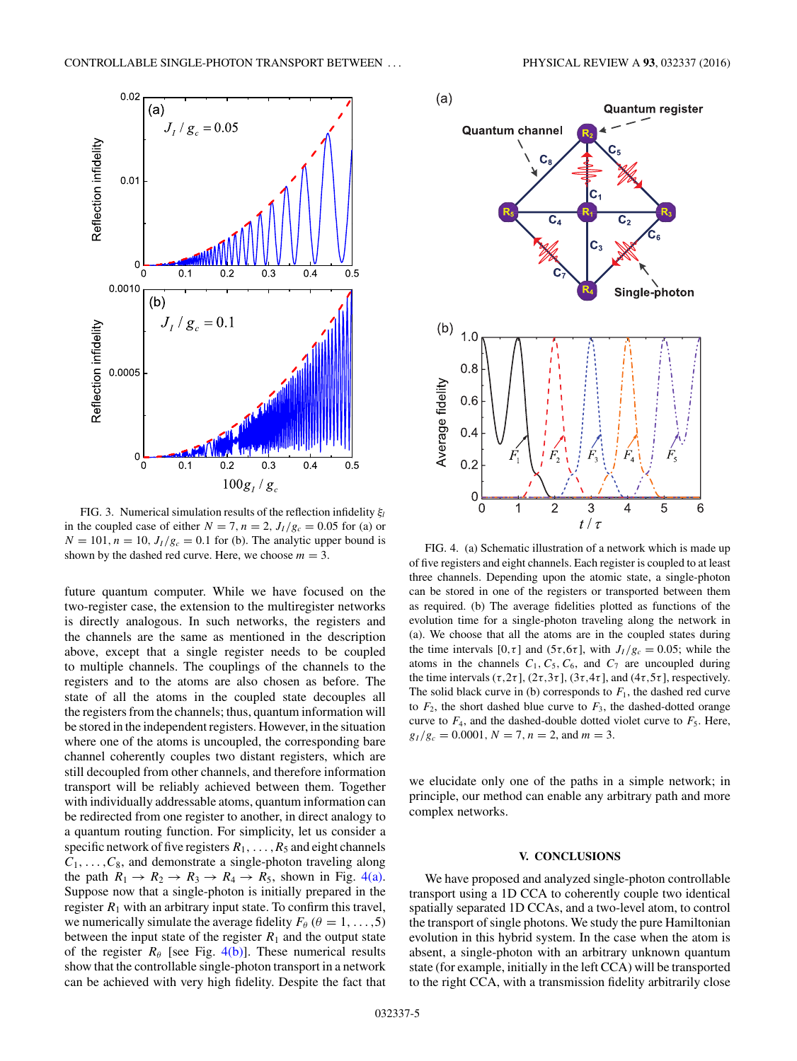FIG. 3. Numerical simulation results of the reflection infidelity $\xi_l$ in the coupled case of either $N = 7, n = 2, J_I/g_c = 0.05$ for (a) or $N = 101, n = 10, J_I/g_c = 0.1$ for (b). The analytic upper bound is shown by the dashed red curve. Here, we choose $m = 3$.

future quantum computer. While we have focused on the two-register case, the extension to the multiregister networks is directly analogous. In such networks, the registers and the channels are the same as mentioned in the description above, except that a single register needs to be coupled to multiple channels. The couplings of the channels to the registers and to the atoms are also chosen as before. The state of all the atoms in the coupled state decouples all the registers from the channels; thus, quantum information will be stored in the independent registers. However, in the situation where one of the atoms is uncoupled, the corresponding bare channel coherently couples two distant registers, which are still decoupled from other channels, and therefore information transport will be reliably achieved between them. Together with individually addressable atoms, quantum information can be redirected from one register to another, in direct analogy to a quantum routing function. For simplicity, let us consider a specific network of five registers $R_1, \ldots, R_5$ and eight channels $C_1, \ldots, C_8$, and demonstrate a single-photon traveling along the path $R_1 \rightarrow R_2 \rightarrow R_3 \rightarrow R_4 \rightarrow R_5$, shown in Fig. 4(a). Suppose now that a single-photon is initially prepared in the register $R_1$ with an arbitrary input state. To confirm this travel, we numerically simulate the average fidelity $F_\theta$ ($\theta = 1, \ldots, 5$) between the input state of the register $R_1$ and the output state of the register $R_\theta$ [see Fig. 4(b)]. These numerical results show that the controllable single-photon transport in a network can be achieved with very high fidelity. Despite the fact that we elucidate only one of the paths in a simple network; in principle, our method can enable any arbitrary path and more complex networks.

FIG. 4. (a) Schematic illustration of a network which is made up of five registers and eight channels. Each register is coupled to at least three channels. Depending upon the atomic state, a single-photon can be stored in one of the registers or transported between them as required. (b) The average fidelities plotted as functions of the evolution time for a single-photon traveling along the network in (a). We choose that all the atoms are in the coupled states during the time intervals $[0,\tau]$ and $(5\tau,6\tau]$, with $J_I/g_c = 0.05$; while the atoms in the channels $C_1, C_5, C_6$, and $C_7$ are uncoupled during the time intervals $(\tau,2\tau]$, $(2\tau,3\tau]$, $(3\tau,4\tau]$, and $(4\tau,5\tau]$, respectively. The solid black curve in (b) corresponds to $F_1$, the dashed red curve to $F_2$, the short dashed blue curve to $F_3$, the dashed-dotted orange curve to $F_4$, and the dashed-double dotted violet curve to $F_5$. Here, $g_I/g_c = 0.0001$, $N = 7$, $n = 2$, and $m = 3$.

## V. CONCLUSIONS

We have proposed and analyzed single-photon controllable transport using a 1D CCA to coherently couple two identical spatially separated 1D CCAs, and a two-level atom, to control the transport of single photons. We study the pure Hamiltonian evolution in this hybrid system. In the case when the atom is absent, a single-photon with an arbitrary unknown quantum state (for example, initially in the left CCA) will be transported to the right CCA, with a transmission fidelity arbitrarily close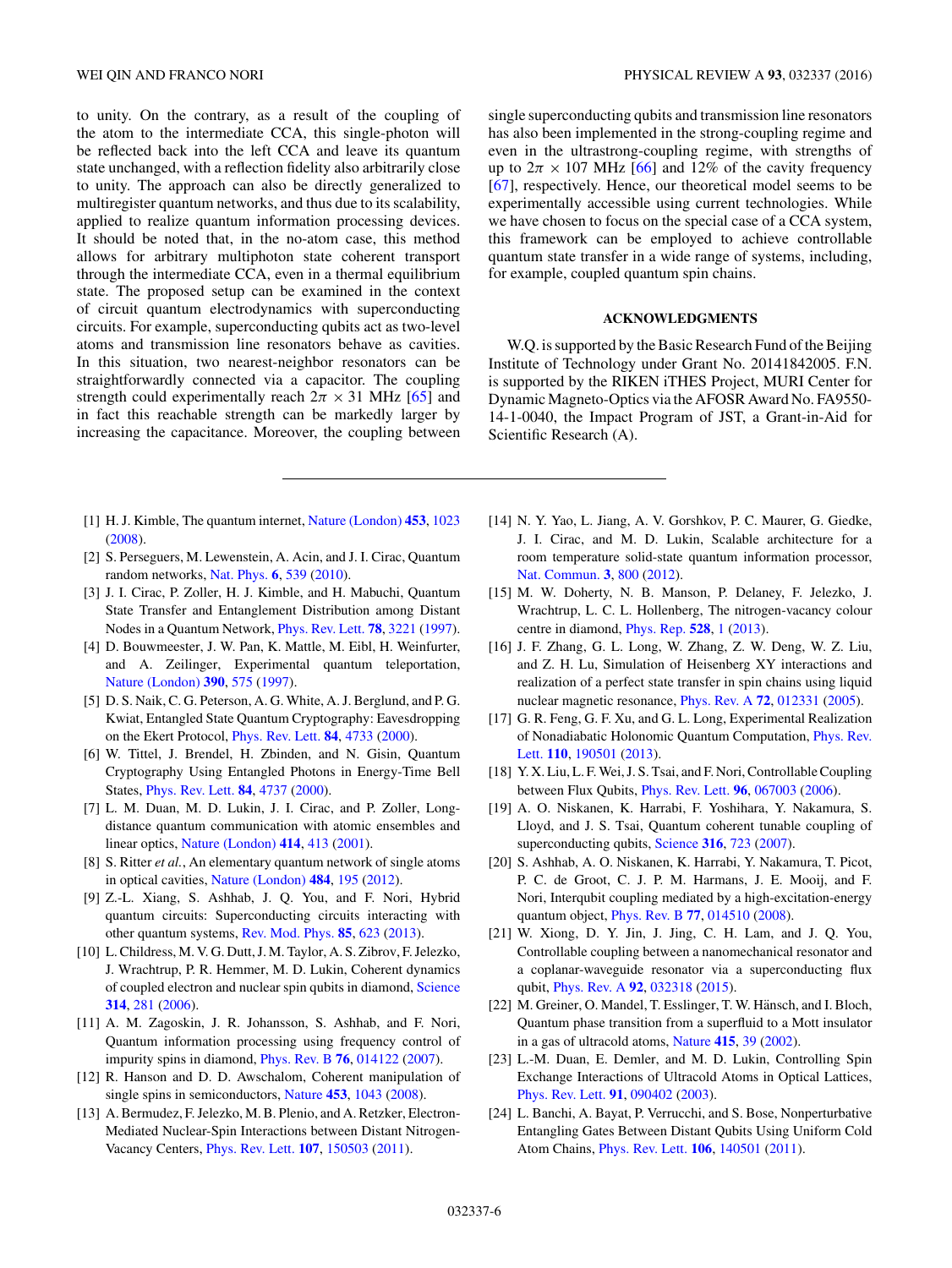to unity. On the contrary, as a result of the coupling of the atom to the intermediate CCA, this single-photon will be reflected back into the left CCA and leave its quantum state unchanged, with a reflection fidelity also arbitrarily close to unity. The approach can also be directly generalized to multiregister quantum networks, and thus due to its scalability, applied to realize quantum information processing devices. It should be noted that, in the no-atom case, this method allows for arbitrary multiphoton state coherent transport through the intermediate CCA, even in a thermal equilibrium state. The proposed setup can be examined in the context of circuit quantum electrodynamics with superconducting circuits. For example, superconducting qubits act as two-level atoms and transmission line resonators behave as cavities. In this situation, two nearest-neighbor resonators can be straightforwardly connected via a capacitor. The coupling strength could experimentally reach $2\pi \times 31$ MHz [65] and in fact this reachable strength can be markedly larger by increasing the capacitance. Moreover, the coupling between single superconducting qubits and transmission line resonators has also been implemented in the strong-coupling regime and even in the ultrastrong-coupling regime, with strengths of up to $2\pi \times 107$ MHz [66] and 12% of the cavity frequency [67], respectively. Hence, our theoretical model seems to be experimentally accessible using current technologies. While we have chosen to focus on the special case of a CCA system, this framework can be employed to achieve controllable quantum state transfer in a wide range of systems, including, for example, coupled quantum spin chains.

## ACKNOWLEDGMENTS

W.Q. is supported by the Basic Research Fund of the Beijing Institute of Technology under Grant No. 20141842005. F.N. is supported by the RIKEN iTHES Project, MURI Center for Dynamic Magneto-Optics via the AFOSR Award No. FA9550-14-1-0040, the Impact Program of JST, a Grant-in-Aid for Scientific Research (A).

---

[1] H. J. Kimble, The quantum internet, Nature (London) **453**, 1023 (2008).

[2] S. Perseguers, M. Lewenstein, A. Acin, and J. I. Cirac, Quantum random networks, Nat. Phys. **6**, 539 (2010).

[3] J. I. Cirac, P. Zoller, H. J. Kimble, and H. Mabuchi, Quantum State Transfer and Entanglement Distribution among Distant Nodes in a Quantum Network, Phys. Rev. Lett. **78**, 3221 (1997).

[4] D. Bouwmeester, J. W. Pan, K. Mattle, M. Eibl, H. Weinfurter, and A. Zeilinger, Experimental quantum teleportation, Nature (London) **390**, 575 (1997).

[5] D. S. Naik, C. G. Peterson, A. G. White, A. J. Berglund, and P. G. Kwiat, Entangled State Quantum Cryptography: Eavesdropping on the Ekert Protocol, Phys. Rev. Lett. **84**, 4733 (2000).

[6] W. Tittel, J. Brendel, H. Zbinden, and N. Gisin, Quantum Cryptography Using Entangled Photons in Energy-Time Bell States, Phys. Rev. Lett. **84**, 4737 (2000).

[7] L. M. Duan, M. D. Lukin, J. I. Cirac, and P. Zoller, Long-distance quantum communication with atomic ensembles and linear optics, Nature (London) **414**, 413 (2001).

[8] S. Ritter *et al.*, An elementary quantum network of single atoms in optical cavities, Nature (London) **484**, 195 (2012).

[9] Z.-L. Xiang, S. Ashhab, J. Q. You, and F. Nori, Hybrid quantum circuits: Superconducting circuits interacting with other quantum systems, Rev. Mod. Phys. **85**, 623 (2013).

[10] L. Childress, M. V. G. Dutt, J. M. Taylor, A. S. Zibrov, F. Jelezko, J. Wrachtrup, P. R. Hemmer, M. D. Lukin, Coherent dynamics of coupled electron and nuclear spin qubits in diamond, Science **314**, 281 (2006).

[11] A. M. Zagoskin, J. R. Johansson, S. Ashhab, and F. Nori, Quantum information processing using frequency control of impurity spins in diamond, Phys. Rev. B **76**, 014122 (2007).

[12] R. Hanson and D. D. Awschalom, Coherent manipulation of single spins in semiconductors, Nature **453**, 1043 (2008).

[13] A. Bermudez, F. Jelezko, M. B. Plenio, and A. Retzker, Electron-Mediated Nuclear-Spin Interactions between Distant Nitrogen-Vacancy Centers, Phys. Rev. Lett. **107**, 150503 (2011).

[14] N. Y. Yao, L. Jiang, A. V. Gorshkov, P. C. Maurer, G. Giedke, J. I. Cirac, and M. D. Lukin, Scalable architecture for a room temperature solid-state quantum information processor, Nat. Commun. **3**, 800 (2012).

[15] M. W. Doherty, N. B. Manson, P. Delaney, F. Jelezko, J. Wrachtrup, L. C. L. Hollenberg, The nitrogen-vacancy colour centre in diamond, Phys. Rep. **528**, 1 (2013).

[16] J. F. Zhang, G. L. Long, W. Zhang, Z. W. Deng, W. Z. Liu, and Z. H. Lu, Simulation of Heisenberg XY interactions and realization of a perfect state transfer in spin chains using liquid nuclear magnetic resonance, Phys. Rev. A **72**, 012331 (2005).

[17] G. R. Feng, G. F. Xu, and G. L. Long, Experimental Realization of Nonadiabatic Holonomic Quantum Computation, Phys. Rev. Lett. **110**, 190501 (2013).

[18] Y. X. Liu, L. F. Wei, J. S. Tsai, and F. Nori, Controllable Coupling between Flux Qubits, Phys. Rev. Lett. **96**, 067003 (2006).

[19] A. O. Niskanen, K. Harrabi, F. Yoshihara, Y. Nakamura, S. Lloyd, and J. S. Tsai, Quantum coherent tunable coupling of superconducting qubits, Science **316**, 723 (2007).

[20] S. Ashhab, A. O. Niskanen, K. Harrabi, Y. Nakamura, T. Picot, P. C. de Groot, C. J. P. M. Harmans, J. E. Mooij, and F. Nori, Interqubit coupling mediated by a high-excitation-energy quantum object, Phys. Rev. B **77**, 014510 (2008).

[21] W. Xiong, D. Y. Jin, J. Jing, C. H. Lam, and J. Q. You, Controllable coupling between a nanomechanical resonator and a coplanar-waveguide resonator via a superconducting flux qubit, Phys. Rev. A **92**, 032318 (2015).

[22] M. Greiner, O. Mandel, T. Esslinger, T. W. Hänsch, and I. Bloch, Quantum phase transition from a superfluid to a Mott insulator in a gas of ultracold atoms, Nature **415**, 39 (2002).

[23] L.-M. Duan, E. Demler, and M. D. Lukin, Controlling Spin Exchange Interactions of Ultracold Atoms in Optical Lattices, Phys. Rev. Lett. **91**, 090402 (2003).

[24] L. Banchi, A. Bayat, P. Verrucchi, and S. Bose, Nonperturbative Entangling Gates Between Distant Qubits Using Uniform Cold Atom Chains, Phys. Rev. Lett. **106**, 140501 (2011).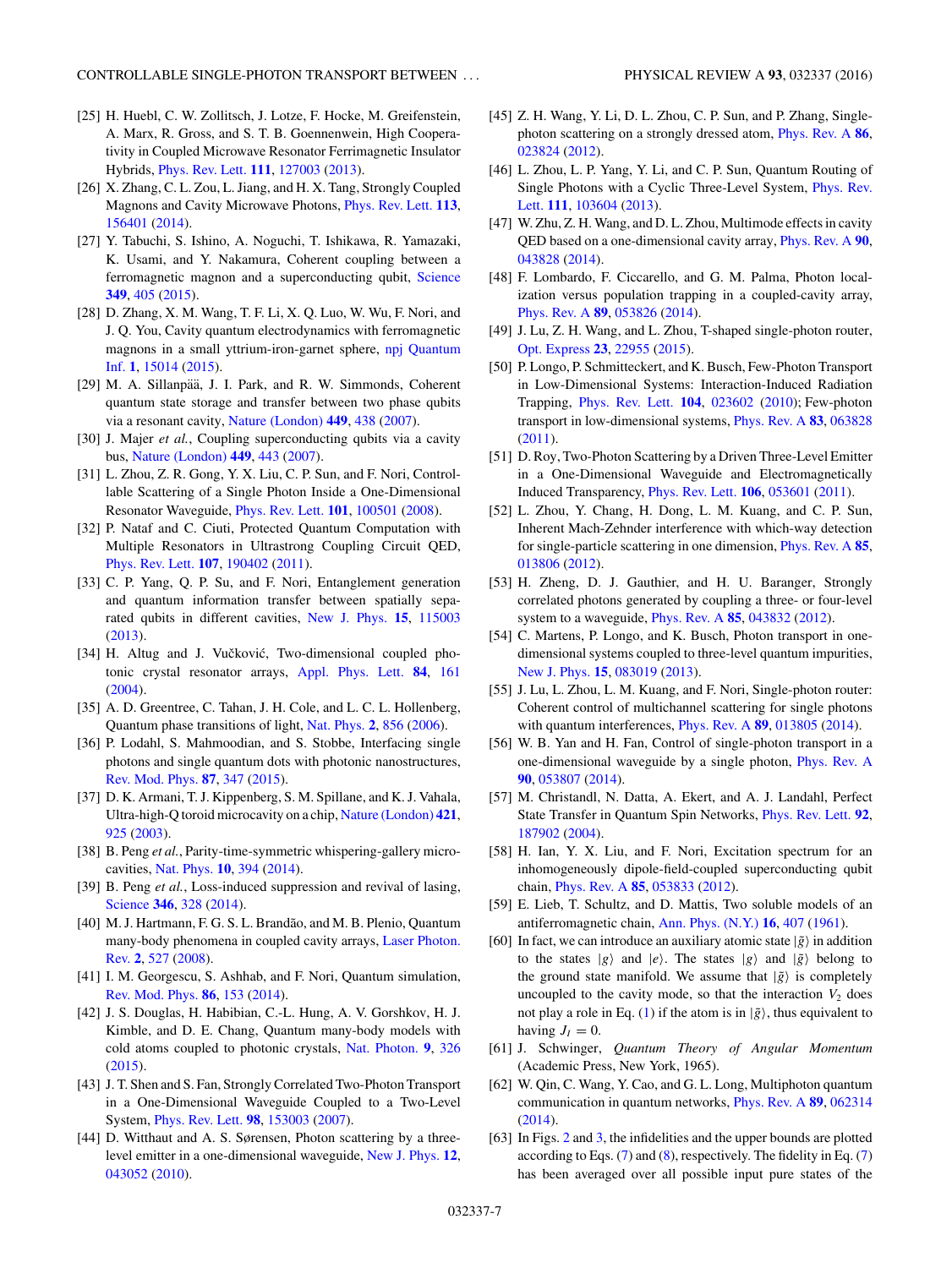[25] H. Huebl, C. W. Zollitsch, J. Lotze, F. Hocke, M. Greifenstein, A. Marx, R. Gross, and S. T. B. Goennenwein, High Cooperativity in Coupled Microwave Resonator Ferrimagnetic Insulator Hybrids, Phys. Rev. Lett. **111**, 127003 (2013).

[26] X. Zhang, C. L. Zou, L. Jiang, and H. X. Tang, Strongly Coupled Magnons and Cavity Microwave Photons, Phys. Rev. Lett. **113**, 156401 (2014).

[27] Y. Tabuchi, S. Ishino, A. Noguchi, T. Ishikawa, R. Yamazaki, K. Usami, and Y. Nakamura, Coherent coupling between a ferromagnetic magnon and a superconducting qubit, Science **349**, 405 (2015).

[28] D. Zhang, X. M. Wang, T. F. Li, X. Q. Luo, W. Wu, F. Nori, and J. Q. You, Cavity quantum electrodynamics with ferromagnetic magnons in a small yttrium-iron-garnet sphere, npj Quantum Inf. **1**, 15014 (2015).

[29] M. A. Sillanpää, J. I. Park, and R. W. Simmonds, Coherent quantum state storage and transfer between two phase qubits via a resonant cavity, Nature (London) **449**, 438 (2007).

[30] J. Majer *et al.*, Coupling superconducting qubits via a cavity bus, Nature (London) **449**, 443 (2007).

[31] L. Zhou, Z. R. Gong, Y. X. Liu, C. P. Sun, and F. Nori, Controllable Scattering of a Single Photon Inside a One-Dimensional Resonator Waveguide, Phys. Rev. Lett. **101**, 100501 (2008).

[32] P. Nataf and C. Ciuti, Protected Quantum Computation with Multiple Resonators in Ultrastrong Coupling Circuit QED, Phys. Rev. Lett. **107**, 190402 (2011).

[33] C. P. Yang, Q. P. Su, and F. Nori, Entanglement generation and quantum information transfer between spatially separated qubits in different cavities, New J. Phys. **15**, 115003 (2013).

[34] H. Altug and J. Vučković, Two-dimensional coupled photonic crystal resonator arrays, Appl. Phys. Lett. **84**, 161 (2004).

[35] A. D. Greentree, C. Tahan, J. H. Cole, and L. C. L. Hollenberg, Quantum phase transitions of light, Nat. Phys. **2**, 856 (2006).

[36] P. Lodahl, S. Mahmoodian, and S. Stobbe, Interfacing single photons and single quantum dots with photonic nanostructures, Rev. Mod. Phys. **87**, 347 (2015).

[37] D. K. Armani, T. J. Kippenberg, S. M. Spillane, and K. J. Vahala, Ultra-high-Q toroid microcavity on a chip, Nature (London) **421**, 925 (2003).

[38] B. Peng *et al.*, Parity-time-symmetric whispering-gallery microcavities, Nat. Phys. **10**, 394 (2014).

[39] B. Peng *et al.*, Loss-induced suppression and revival of lasing, Science **346**, 328 (2014).

[40] M. J. Hartmann, F. G. S. L. Brandão, and M. B. Plenio, Quantum many-body phenomena in coupled cavity arrays, Laser Photon. Rev. **2**, 527 (2008).

[41] I. M. Georgescu, S. Ashhab, and F. Nori, Quantum simulation, Rev. Mod. Phys. **86**, 153 (2014).

[42] J. S. Douglas, H. Habibian, C.-L. Hung, A. V. Gorshkov, H. J. Kimble, and D. E. Chang, Quantum many-body models with cold atoms coupled to photonic crystals, Nat. Photon. **9**, 326 (2015).

[43] J. T. Shen and S. Fan, Strongly Correlated Two-Photon Transport in a One-Dimensional Waveguide Coupled to a Two-Level System, Phys. Rev. Lett. **98**, 153003 (2007).

[44] D. Witthaut and A. S. Sørensen, Photon scattering by a three-level emitter in a one-dimensional waveguide, New J. Phys. **12**, 043052 (2010).

[45] Z. H. Wang, Y. Li, D. L. Zhou, C. P. Sun, and P. Zhang, Single-photon scattering on a strongly dressed atom, Phys. Rev. A **86**, 023824 (2012).

[46] L. Zhou, L. P. Yang, Y. Li, and C. P. Sun, Quantum Routing of Single Photons with a Cyclic Three-Level System, Phys. Rev. Lett. **111**, 103604 (2013).

[47] W. Zhu, Z. H. Wang, and D. L. Zhou, Multimode effects in cavity QED based on a one-dimensional cavity array, Phys. Rev. A **90**, 043828 (2014).

[48] F. Lombardo, F. Ciccarello, and G. M. Palma, Photon localization versus population trapping in a coupled-cavity array, Phys. Rev. A **89**, 053826 (2014).

[49] J. Lu, Z. H. Wang, and L. Zhou, T-shaped single-photon router, Opt. Express **23**, 22955 (2015).

[50] P. Longo, P. Schmitteckert, and K. Busch, Few-Photon Transport in Low-Dimensional Systems: Interaction-Induced Radiation Trapping, Phys. Rev. Lett. **104**, 023602 (2010); Few-photon transport in low-dimensional systems, Phys. Rev. A **83**, 063828 (2011).

[51] D. Roy, Two-Photon Scattering by a Driven Three-Level Emitter in a One-Dimensional Waveguide and Electromagnetically Induced Transparency, Phys. Rev. Lett. **106**, 053601 (2011).

[52] L. Zhou, Y. Chang, H. Dong, L. M. Kuang, and C. P. Sun, Inherent Mach-Zehnder interference with which-way detection for single-particle scattering in one dimension, Phys. Rev. A **85**, 013806 (2012).

[53] H. Zheng, D. J. Gauthier, and H. U. Baranger, Strongly correlated photons generated by coupling a three- or four-level system to a waveguide, Phys. Rev. A **85**, 043832 (2012).

[54] C. Martens, P. Longo, and K. Busch, Photon transport in one-dimensional systems coupled to three-level quantum impurities, New J. Phys. **15**, 083019 (2013).

[55] J. Lu, L. Zhou, L. M. Kuang, and F. Nori, Single-photon router: Coherent control of multichannel scattering for single photons with quantum interferences, Phys. Rev. A **89**, 013805 (2014).

[56] W. B. Yan and H. Fan, Control of single-photon transport in a one-dimensional waveguide by a single photon, Phys. Rev. A **90**, 053807 (2014).

[57] M. Christandl, N. Datta, A. Ekert, and A. J. Landahl, Perfect State Transfer in Quantum Spin Networks, Phys. Rev. Lett. **92**, 187902 (2004).

[58] H. Ian, Y. X. Liu, and F. Nori, Excitation spectrum for an inhomogeneously dipole-field-coupled superconducting qubit chain, Phys. Rev. A **85**, 053833 (2012).

[59] E. Lieb, T. Schultz, and D. Mattis, Two soluble models of an antiferromagnetic chain, Ann. Phys. (N.Y.) **16**, 407 (1961).

[60] In fact, we can introduce an auxiliary atomic state $|\tilde{g}\rangle$ in addition to the states $|g\rangle$ and $|e\rangle$. The states $|g\rangle$ and $|\tilde{g}\rangle$ belong to the ground state manifold. We assume that $|\tilde{g}\rangle$ is completely uncoupled to the cavity mode, so that the interaction $V_2$ does not play a role in Eq. (1) if the atom is in $|\tilde{g}\rangle$, thus equivalent to having $J_l = 0$.

[61] J. Schwinger, *Quantum Theory of Angular Momentum* (Academic Press, New York, 1965).

[62] W. Qin, C. Wang, Y. Cao, and G. L. Long, Multiphoton quantum communication in quantum networks, Phys. Rev. A **89**, 062314 (2014).

[63] In Figs. 2 and 3, the infidelities and the upper bounds are plotted according to Eqs. (7) and (8), respectively. The fidelity in Eq. (7) has been averaged over all possible input pure states of the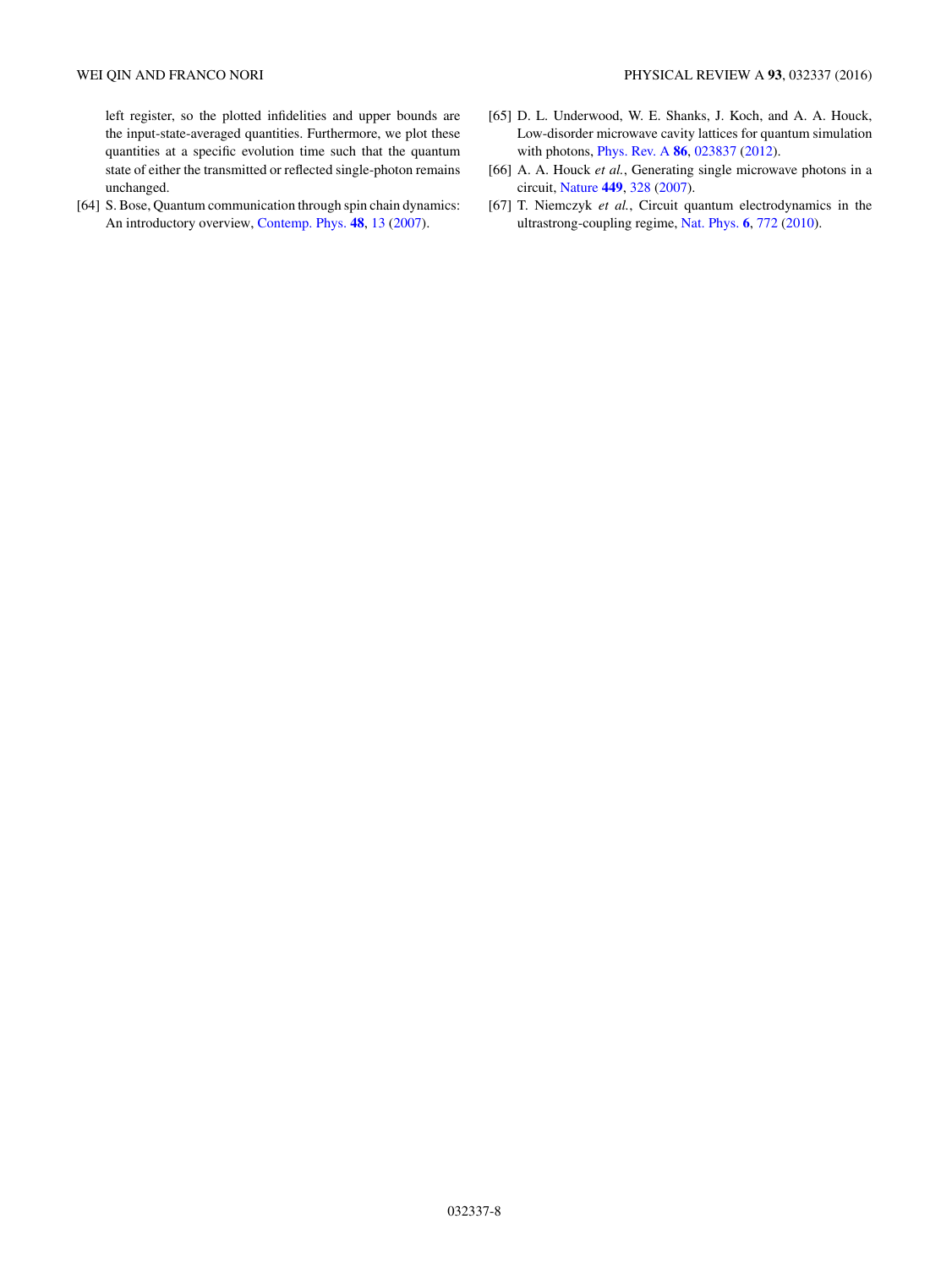left register, so the plotted infidelities and upper bounds are the input-state-averaged quantities. Furthermore, we plot these quantities at a specific evolution time such that the quantum state of either the transmitted or reflected single-photon remains unchanged.

[64] S. Bose, Quantum communication through spin chain dynamics: An introductory overview, Contemp. Phys. **48**, 13 (2007).

[65] D. L. Underwood, W. E. Shanks, J. Koch, and A. A. Houck, Low-disorder microwave cavity lattices for quantum simulation with photons, Phys. Rev. A **86**, 023837 (2012).

[66] A. A. Houck *et al.*, Generating single microwave photons in a circuit, Nature **449**, 328 (2007).

[67] T. Niemczyk *et al.*, Circuit quantum electrodynamics in the ultrastrong-coupling regime, Nat. Phys. **6**, 772 (2010).